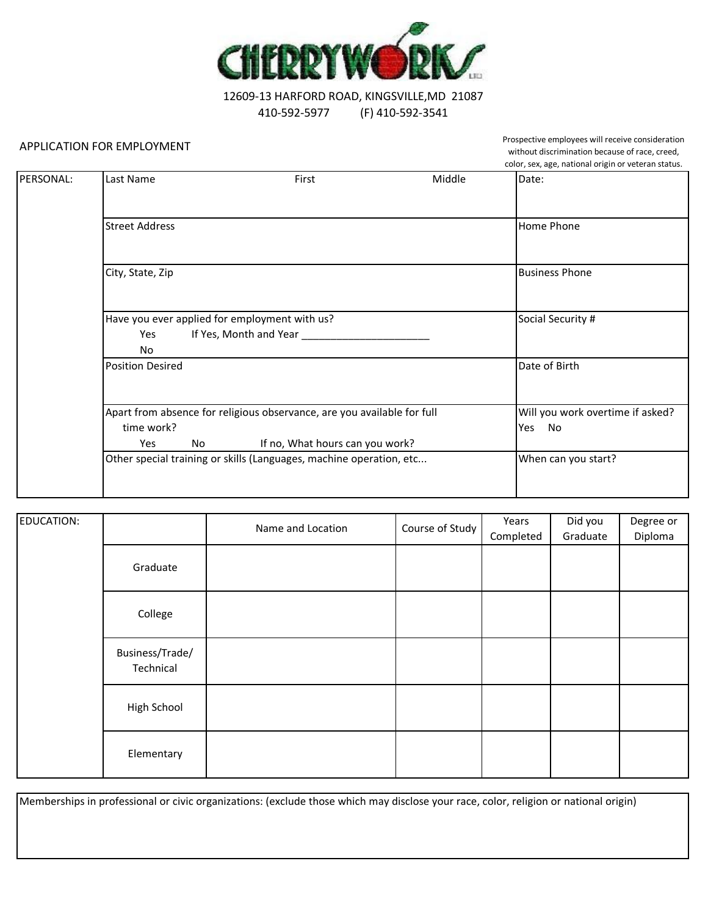# CHERRYWORKS

12609-13 HARFORD ROAD, KINGSVILLE,MD 21087

410-592-5977 (F) 410-592-3541

APPLICATION FOR EMPLOYMENT

Prospective employees will receive consideration without discrimination because of race, creed, color, sex, age, national origin or veteran status.

| PERSONAL: | Last Name First Middle | Date: |
|---|---|---|
| | Street Address | Home Phone |
| | City, State, Zip | Business Phone |
| | Have you ever applied for employment with us? Yes If Yes, Month and Year ______________________ No | Social Security # |
| | Position Desired | Date of Birth |
| | Apart from absence for religious observance, are you available for full time work? Yes No If no, What hours can you work? | Will you work overtime if asked? Yes No |
| | Other special training or skills (Languages, machine operation, etc... | When can you start? |

| EDUCATION: | | Name and Location | Course of Study | Years Completed | Did you Graduate | Degree or Diploma |
|---|---|---|---|---|---|---|
| | Graduate | | | | | |
| | College | | | | | |
| | Business/Trade/ Technical | | | | | |
| | High School | | | | | |
| | Elementary | | | | | |

| Memberships in professional or civic organizations: (exclude those which may disclose your race, color, religion or national origin) |
|---|
| |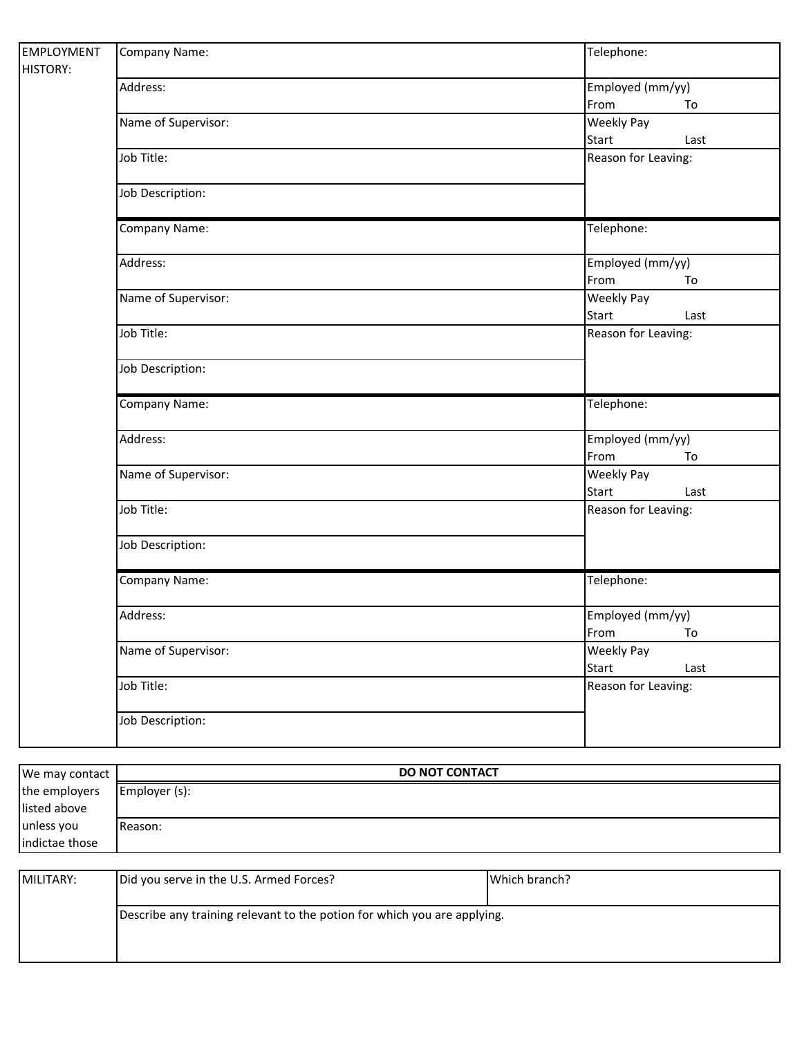| EMPLOYMENT HISTORY: | Company Name: | Telephone: |
|---|---|---|
| | Address: | Employed (mm/yy) From To |
| | Name of Supervisor: | Weekly Pay Start Last |
| | Job Title: | Reason for Leaving: |
| | Job Description: | |
| | Company Name: | Telephone: |
| | Address: | Employed (mm/yy) From To |
| | Name of Supervisor: | Weekly Pay Start Last |
| | Job Title: | Reason for Leaving: |
| | Job Description: | |
| | Company Name: | Telephone: |
| | Address: | Employed (mm/yy) From To |
| | Name of Supervisor: | Weekly Pay Start Last |
| | Job Title: | Reason for Leaving: |
| | Job Description: | |
| | Company Name: | Telephone: |
| | Address: | Employed (mm/yy) From To |
| | Name of Supervisor: | Weekly Pay Start Last |
| | Job Title: | Reason for Leaving: |
| | Job Description: | |

| We may contact the employers listed above unless you indictae those | **DO NOT CONTACT** |
|---|---|
| | Employer (s): |
| | Reason: |

| MILITARY: | Did you serve in the U.S. Armed Forces? | Which branch? |
|---|---|---|
| | Describe any training relevant to the potion for which you are applying. | |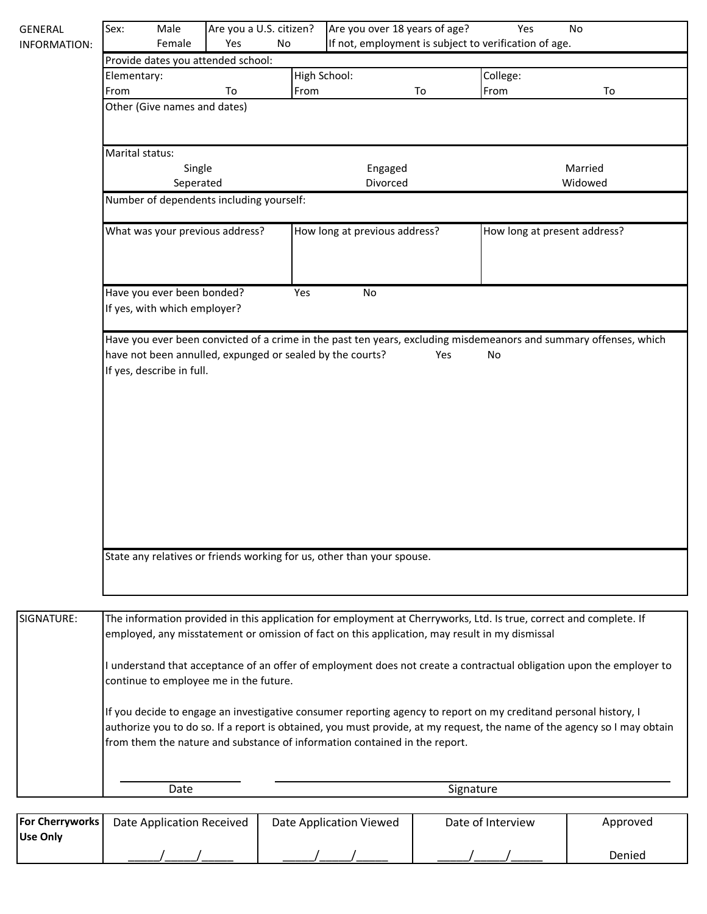| GENERAL INFORMATION: | Sex: Male Female | Are you a U.S. citizen? Yes No | Are you over 18 years of age? Yes No<br>If not, employment is subject to verification of age. |
|---|---|---|---|

**Provide dates you attended school:**

| Elementary: | High School: | College: |
|---|---|---|
| From To | From To | From To |

Other (Give names and dates)

**Marital status:**

| | | |
|---|---|---|
| Single | Engaged | Married |
| Seperated | Divorced | Widowed |

Number of dependents including yourself:

| What was your previous address? | How long at previous address? | How long at present address? |
|---|---|---|
| | | |

Have you ever been bonded? Yes No

If yes, with which employer?

Have you ever been convicted of a crime in the past ten years, excluding misdemeanors and summary offenses, which have not been annulled, expunged or sealed by the courts? Yes No

If yes, describe in full.

State any relatives or friends working for us, other than your spouse.

**SIGNATURE:**

The information provided in this application for employment at Cherryworks, Ltd. Is true, correct and complete. If employed, any misstatement or omission of fact on this application, may result in my dismissal

I understand that acceptance of an offer of employment does not create a contractual obligation upon the employer to continue to employee me in the future.

If you decide to engage an investigative consumer reporting agency to report on my creditand personal history, I authorize you to do so. If a report is obtained, you must provide, at my request, the name of the agency so I may obtain from them the nature and substance of information contained in the report.

_______________ Date

_______________________________ Signature

| **For Cherryworks Use Only** | Date Application Received | Date Application Viewed | Date of Interview | Approved |
|---|---|---|---|---|
| | _____/_____/_____ | _____/_____/_____ | _____/_____/_____ | Denied |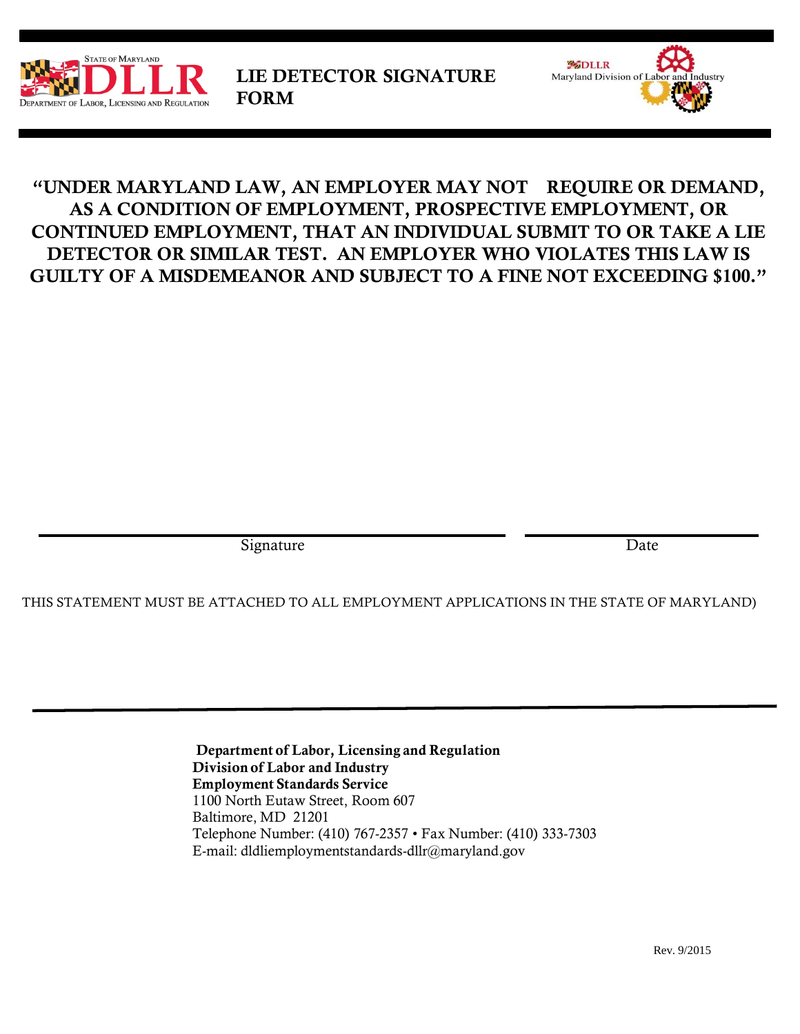# LIE DETECTOR SIGNATURE FORM

**"UNDER MARYLAND LAW, AN EMPLOYER MAY NOT REQUIRE OR DEMAND, AS A CONDITION OF EMPLOYMENT, PROSPECTIVE EMPLOYMENT, OR CONTINUED EMPLOYMENT, THAT AN INDIVIDUAL SUBMIT TO OR TAKE A LIE DETECTOR OR SIMILAR TEST. AN EMPLOYER WHO VIOLATES THIS LAW IS GUILTY OF A MISDEMEANOR AND SUBJECT TO A FINE NOT EXCEEDING $100."**

Signature ______________________________ Date ________________

THIS STATEMENT MUST BE ATTACHED TO ALL EMPLOYMENT APPLICATIONS IN THE STATE OF MARYLAND)

**Department of Labor, Licensing and Regulation**
**Division of Labor and Industry**
**Employment Standards Service**
1100 North Eutaw Street, Room 607
Baltimore, MD 21201
Telephone Number: (410) 767-2357 • Fax Number: (410) 333-7303
E-mail: dldliemploymentstandards-dllr@maryland.gov

Rev. 9/2015